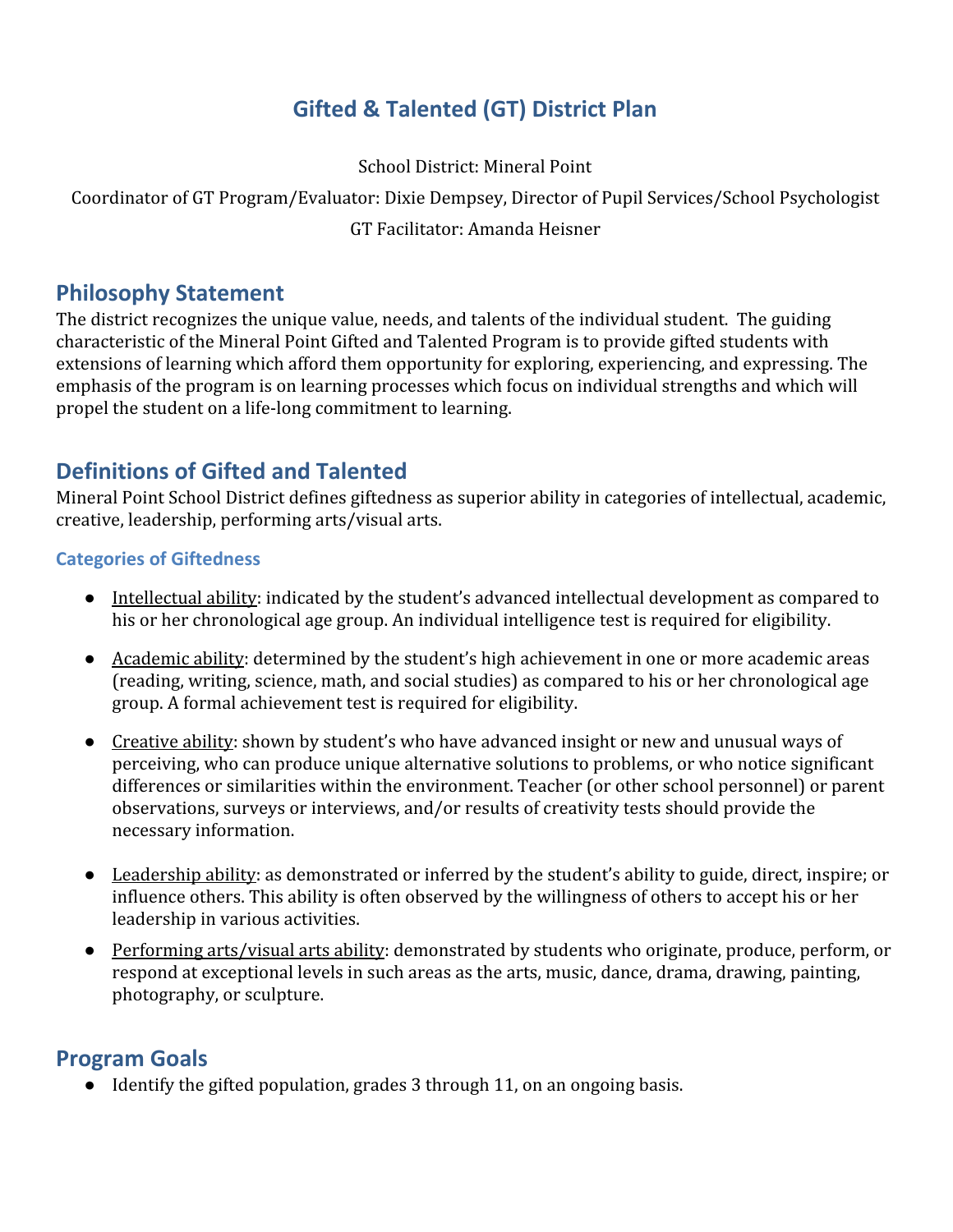# Gifted & Talented (GT) District Plan

School District: Mineral Point

Coordinator of GT Program/Evaluator: Dixie Dempsey, Director of Pupil Services/School Psychologist

GT Facilitator: Amanda Heisner

## Philosophy Statement

The district recognizes the unique value, needs, and talents of the individual student. The guiding characteristic of the Mineral Point Gifted and Talented Program is to provide gifted students with extensions of learning which afford them opportunity for exploring, experiencing, and expressing. The emphasis of the program is on learning processes which focus on individual strengths and which will propel the student on a life-long commitment to learning.

## Definitions of Gifted and Talented

Mineral Point School District defines giftedness as superior ability in categories of intellectual, academic, creative, leadership, performing arts/visual arts.

### Categories of Giftedness

- Intellectual ability: indicated by the student's advanced intellectual development as compared to his or her chronological age group. An individual intelligence test is required for eligibility.
- Academic ability: determined by the student's high achievement in one or more academic areas (reading, writing, science, math, and social studies) as compared to his or her chronological age group. A formal achievement test is required for eligibility.
- Creative ability: shown by student's who have advanced insight or new and unusual ways of perceiving, who can produce unique alternative solutions to problems, or who notice significant differences or similarities within the environment. Teacher (or other school personnel) or parent observations, surveys or interviews, and/or results of creativity tests should provide the necessary information.
- Leadership ability: as demonstrated or inferred by the student's ability to guide, direct, inspire; or influence others. This ability is often observed by the willingness of others to accept his or her leadership in various activities.
- Performing arts/visual arts ability: demonstrated by students who originate, produce, perform, or respond at exceptional levels in such areas as the arts, music, dance, drama, drawing, painting, photography, or sculpture.

## Program Goals

- Identify the gifted population, grades 3 through 11, on an ongoing basis.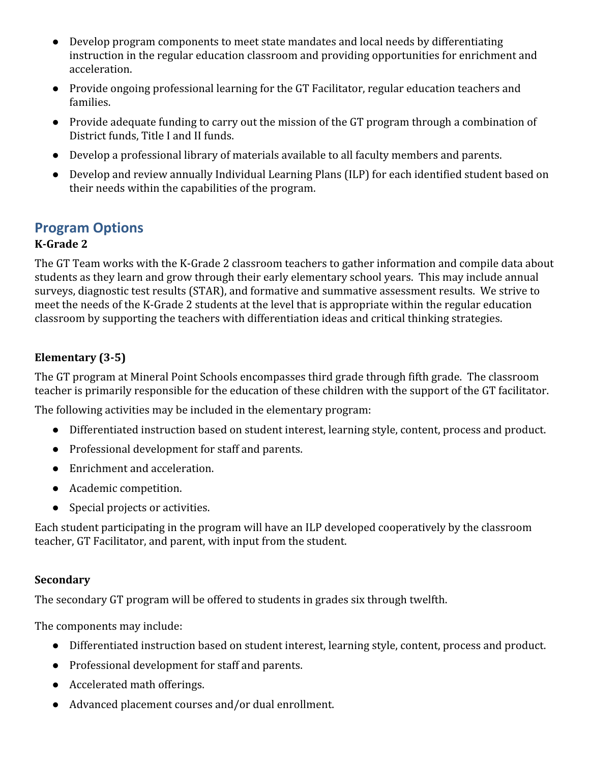- Develop program components to meet state mandates and local needs by differentiating instruction in the regular education classroom and providing opportunities for enrichment and acceleration.
- Provide ongoing professional learning for the GT Facilitator, regular education teachers and families.
- Provide adequate funding to carry out the mission of the GT program through a combination of District funds, Title I and II funds.
- Develop a professional library of materials available to all faculty members and parents.
- Develop and review annually Individual Learning Plans (ILP) for each identified student based on their needs within the capabilities of the program.

## Program Options

**K-Grade 2**

The GT Team works with the K-Grade 2 classroom teachers to gather information and compile data about students as they learn and grow through their early elementary school years. This may include annual surveys, diagnostic test results (STAR), and formative and summative assessment results. We strive to meet the needs of the K-Grade 2 students at the level that is appropriate within the regular education classroom by supporting the teachers with differentiation ideas and critical thinking strategies.

**Elementary (3-5)**

The GT program at Mineral Point Schools encompasses third grade through fifth grade. The classroom teacher is primarily responsible for the education of these children with the support of the GT facilitator.

The following activities may be included in the elementary program:

- Differentiated instruction based on student interest, learning style, content, process and product.
- Professional development for staff and parents.
- Enrichment and acceleration.
- Academic competition.
- Special projects or activities.

Each student participating in the program will have an ILP developed cooperatively by the classroom teacher, GT Facilitator, and parent, with input from the student.

**Secondary**

The secondary GT program will be offered to students in grades six through twelfth.

The components may include:

- Differentiated instruction based on student interest, learning style, content, process and product.
- Professional development for staff and parents.
- Accelerated math offerings.
- Advanced placement courses and/or dual enrollment.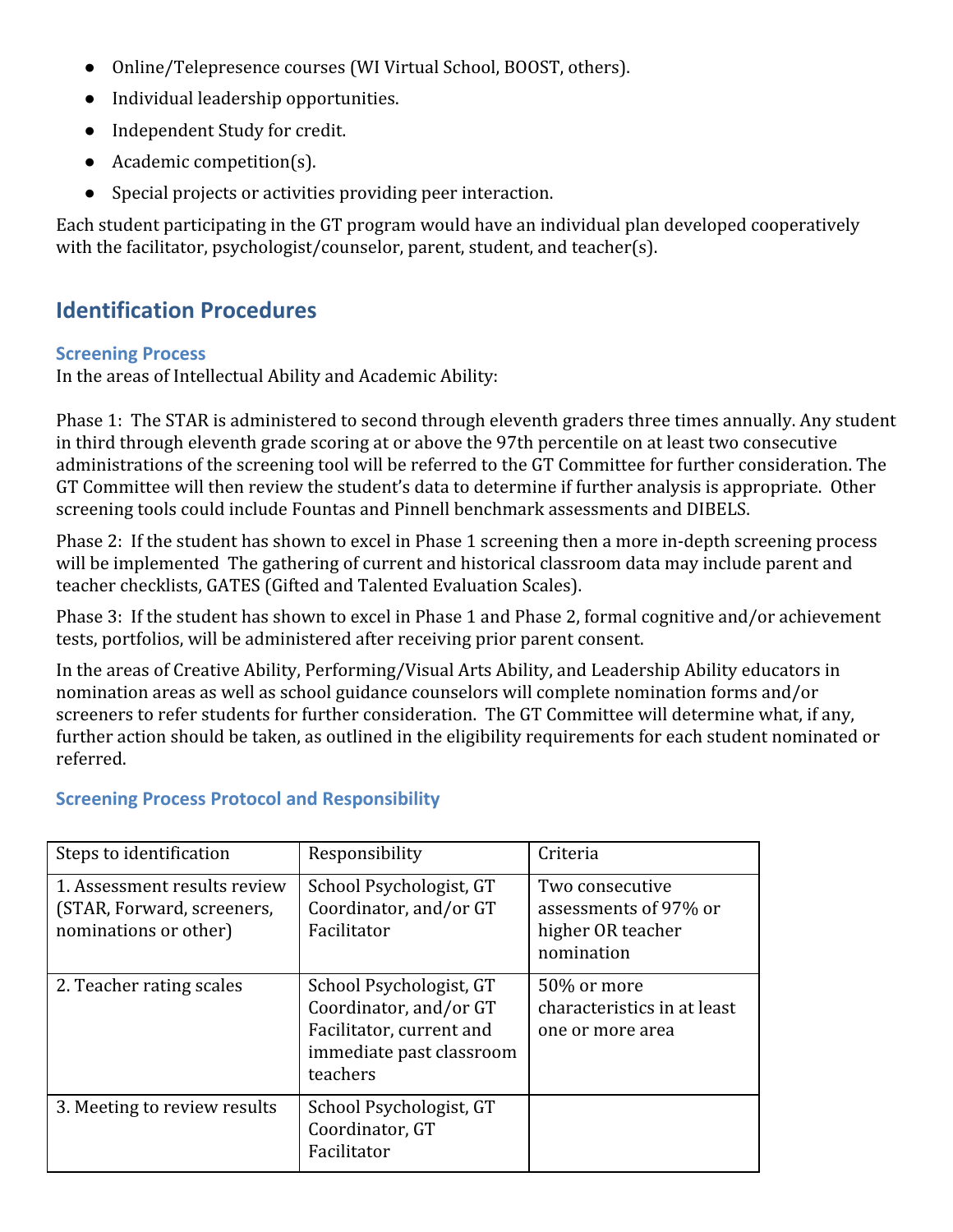- Online/Telepresence courses (WI Virtual School, BOOST, others).
- Individual leadership opportunities.
- Independent Study for credit.
- Academic competition(s).
- Special projects or activities providing peer interaction.

Each student participating in the GT program would have an individual plan developed cooperatively with the facilitator, psychologist/counselor, parent, student, and teacher(s).

## Identification Procedures

### Screening Process

In the areas of Intellectual Ability and Academic Ability:

Phase 1: The STAR is administered to second through eleventh graders three times annually. Any student in third through eleventh grade scoring at or above the 97th percentile on at least two consecutive administrations of the screening tool will be referred to the GT Committee for further consideration. The GT Committee will then review the student's data to determine if further analysis is appropriate. Other screening tools could include Fountas and Pinnell benchmark assessments and DIBELS.

Phase 2: If the student has shown to excel in Phase 1 screening then a more in-depth screening process will be implemented The gathering of current and historical classroom data may include parent and teacher checklists, GATES (Gifted and Talented Evaluation Scales).

Phase 3: If the student has shown to excel in Phase 1 and Phase 2, formal cognitive and/or achievement tests, portfolios, will be administered after receiving prior parent consent.

In the areas of Creative Ability, Performing/Visual Arts Ability, and Leadership Ability educators in nomination areas as well as school guidance counselors will complete nomination forms and/or screeners to refer students for further consideration. The GT Committee will determine what, if any, further action should be taken, as outlined in the eligibility requirements for each student nominated or referred.

### Screening Process Protocol and Responsibility

| Steps to identification | Responsibility | Criteria |
|---|---|---|
| 1. Assessment results review (STAR, Forward, screeners, nominations or other) | School Psychologist, GT Coordinator, and/or GT Facilitator | Two consecutive assessments of 97% or higher OR teacher nomination |
| 2. Teacher rating scales | School Psychologist, GT Coordinator, and/or GT Facilitator, current and immediate past classroom teachers | 50% or more characteristics in at least one or more area |
| 3. Meeting to review results | School Psychologist, GT Coordinator, GT Facilitator | |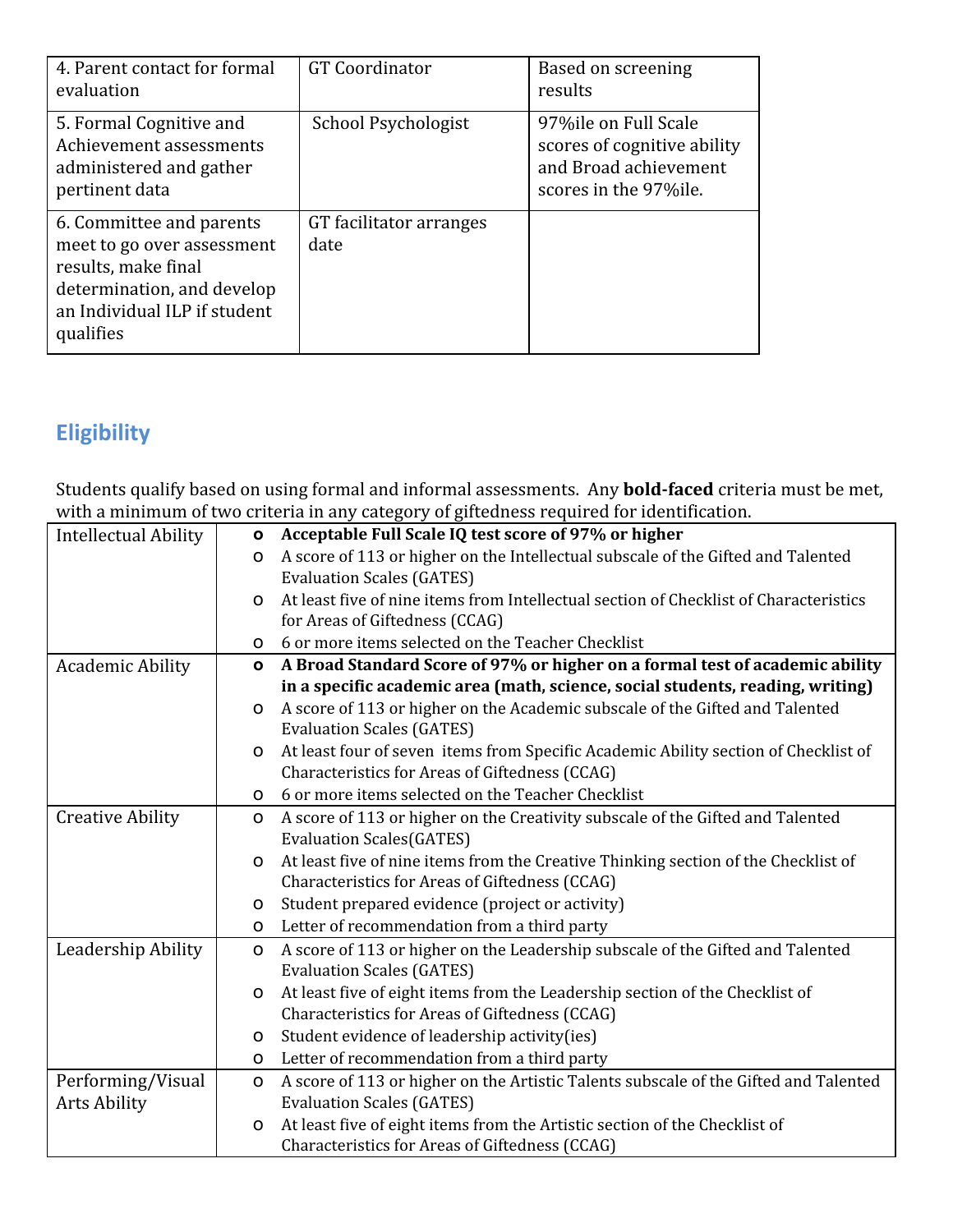| 4. Parent contact for formal evaluation | GT Coordinator | Based on screening results |
|---|---|---|
| 5. Formal Cognitive and Achievement assessments administered and gather pertinent data | School Psychologist | 97%ile on Full Scale scores of cognitive ability and Broad achievement scores in the 97%ile. |
| 6. Committee and parents meet to go over assessment results, make final determination, and develop an Individual ILP if student qualifies | GT facilitator arranges date | |

## Eligibility

Students qualify based on using formal and informal assessments. Any **bold-faced** criteria must be met, with a minimum of two criteria in any category of giftedness required for identification.

| Category | Criteria |
|---|---|
| Intellectual Ability | **o Acceptable Full Scale IQ test score of 97% or higher**<br>o A score of 113 or higher on the Intellectual subscale of the Gifted and Talented Evaluation Scales (GATES)<br>o At least five of nine items from Intellectual section of Checklist of Characteristics for Areas of Giftedness (CCAG)<br>o 6 or more items selected on the Teacher Checklist |
| Academic Ability | **o A Broad Standard Score of 97% or higher on a formal test of academic ability in a specific academic area (math, science, social students, reading, writing)**<br>o A score of 113 or higher on the Academic subscale of the Gifted and Talented Evaluation Scales (GATES)<br>o At least four of seven items from Specific Academic Ability section of Checklist of Characteristics for Areas of Giftedness (CCAG)<br>o 6 or more items selected on the Teacher Checklist |
| Creative Ability | o A score of 113 or higher on the Creativity subscale of the Gifted and Talented Evaluation Scales(GATES)<br>o At least five of nine items from the Creative Thinking section of the Checklist of Characteristics for Areas of Giftedness (CCAG)<br>o Student prepared evidence (project or activity)<br>o Letter of recommendation from a third party |
| Leadership Ability | o A score of 113 or higher on the Leadership subscale of the Gifted and Talented Evaluation Scales (GATES)<br>o At least five of eight items from the Leadership section of the Checklist of Characteristics for Areas of Giftedness (CCAG)<br>o Student evidence of leadership activity(ies)<br>o Letter of recommendation from a third party |
| Performing/Visual Arts Ability | o A score of 113 or higher on the Artistic Talents subscale of the Gifted and Talented Evaluation Scales (GATES)<br>o At least five of eight items from the Artistic section of the Checklist of Characteristics for Areas of Giftedness (CCAG) |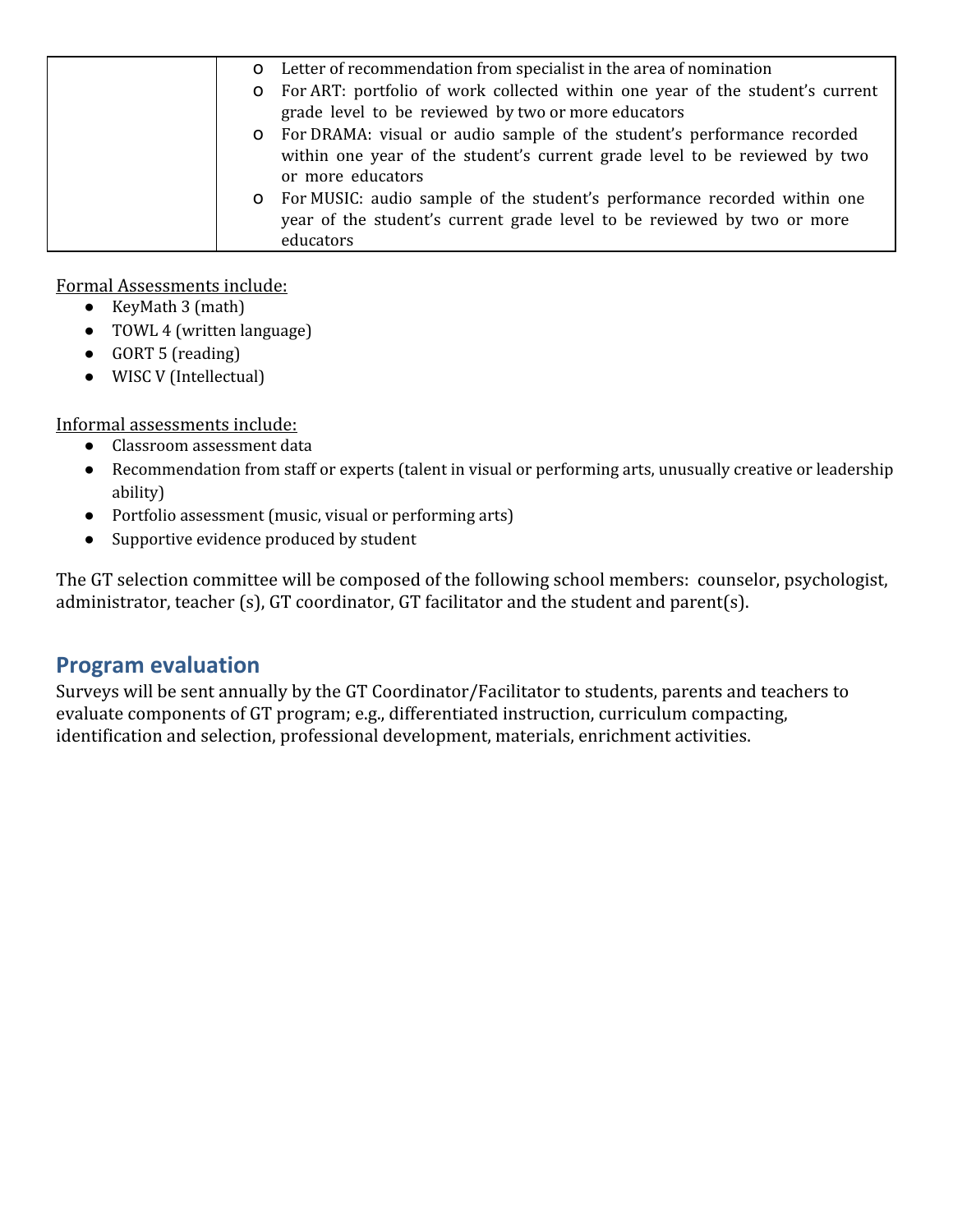| | |
|---|---|
| | o Letter of recommendation from specialist in the area of nomination<br>o For ART: portfolio of work collected within one year of the student's current grade level to be reviewed by two or more educators<br>o For DRAMA: visual or audio sample of the student's performance recorded within one year of the student's current grade level to be reviewed by two or more educators<br>o For MUSIC: audio sample of the student's performance recorded within one year of the student's current grade level to be reviewed by two or more educators |

<u>Formal Assessments include:</u>

- KeyMath 3 (math)
- TOWL 4 (written language)
- GORT 5 (reading)
- WISC V (Intellectual)

<u>Informal assessments include:</u>

- Classroom assessment data
- Recommendation from staff or experts (talent in visual or performing arts, unusually creative or leadership ability)
- Portfolio assessment (music, visual or performing arts)
- Supportive evidence produced by student

The GT selection committee will be composed of the following school members: counselor, psychologist, administrator, teacher (s), GT coordinator, GT facilitator and the student and parent(s).

## Program evaluation

Surveys will be sent annually by the GT Coordinator/Facilitator to students, parents and teachers to evaluate components of GT program; e.g., differentiated instruction, curriculum compacting, identification and selection, professional development, materials, enrichment activities.